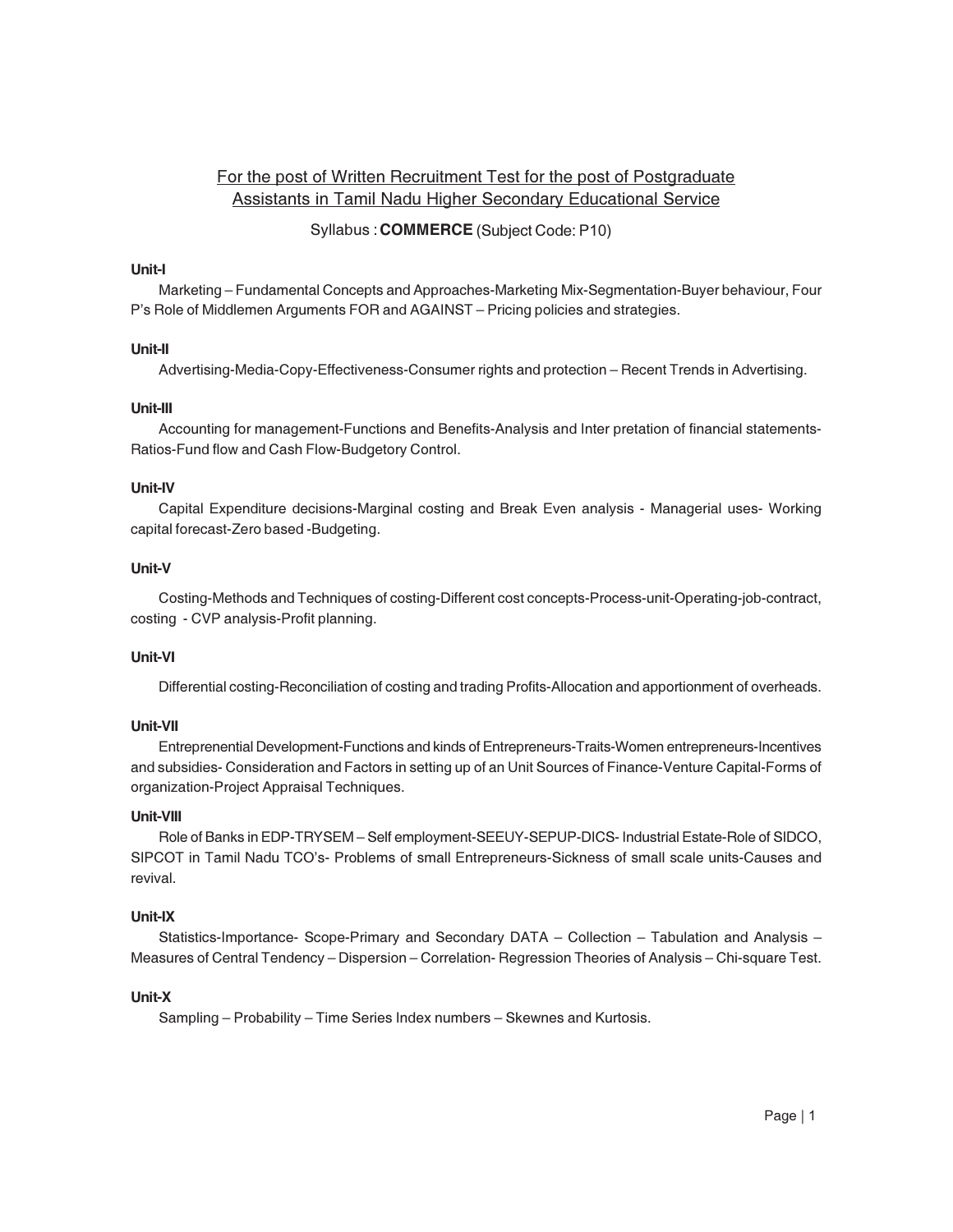For the post of Written Recruitment Test for the post of Postgraduate Assistants in Tamil Nadu Higher Secondary Educational Service

Syllabus : **COMMERCE** (Subject Code: P10)

**Unit-I**

Marketing – Fundamental Concepts and Approaches-Marketing Mix-Segmentation-Buyer behaviour, Four P's Role of Middlemen Arguments FOR and AGAINST – Pricing policies and strategies.

**Unit-II**

Advertising-Media-Copy-Effectiveness-Consumer rights and protection – Recent Trends in Advertising.

**Unit-III**

Accounting for management-Functions and Benefits-Analysis and Inter pretation of financial statements-Ratios-Fund flow and Cash Flow-Budgetory Control.

**Unit-IV**

Capital Expenditure decisions-Marginal costing and Break Even analysis - Managerial uses- Working capital forecast-Zero based -Budgeting.

**Unit-V**

Costing-Methods and Techniques of costing-Different cost concepts-Process-unit-Operating-job-contract, costing - CVP analysis-Profit planning.

**Unit-VI**

Differential costing-Reconciliation of costing and trading Profits-Allocation and apportionment of overheads.

**Unit-VII**

Entreprenential Development-Functions and kinds of Entrepreneurs-Traits-Women entrepreneurs-Incentives and subsidies- Consideration and Factors in setting up of an Unit Sources of Finance-Venture Capital-Forms of organization-Project Appraisal Techniques.

**Unit-VIII**

Role of Banks in EDP-TRYSEM – Self employment-SEEUY-SEPUP-DICS- Industrial Estate-Role of SIDCO, SIPCOT in Tamil Nadu TCO's- Problems of small Entrepreneurs-Sickness of small scale units-Causes and revival.

**Unit-IX**

Statistics-Importance- Scope-Primary and Secondary DATA – Collection – Tabulation and Analysis – Measures of Central Tendency – Dispersion – Correlation- Regression Theories of Analysis – Chi-square Test.

**Unit-X**

Sampling – Probability – Time Series Index numbers – Skewnes and Kurtosis.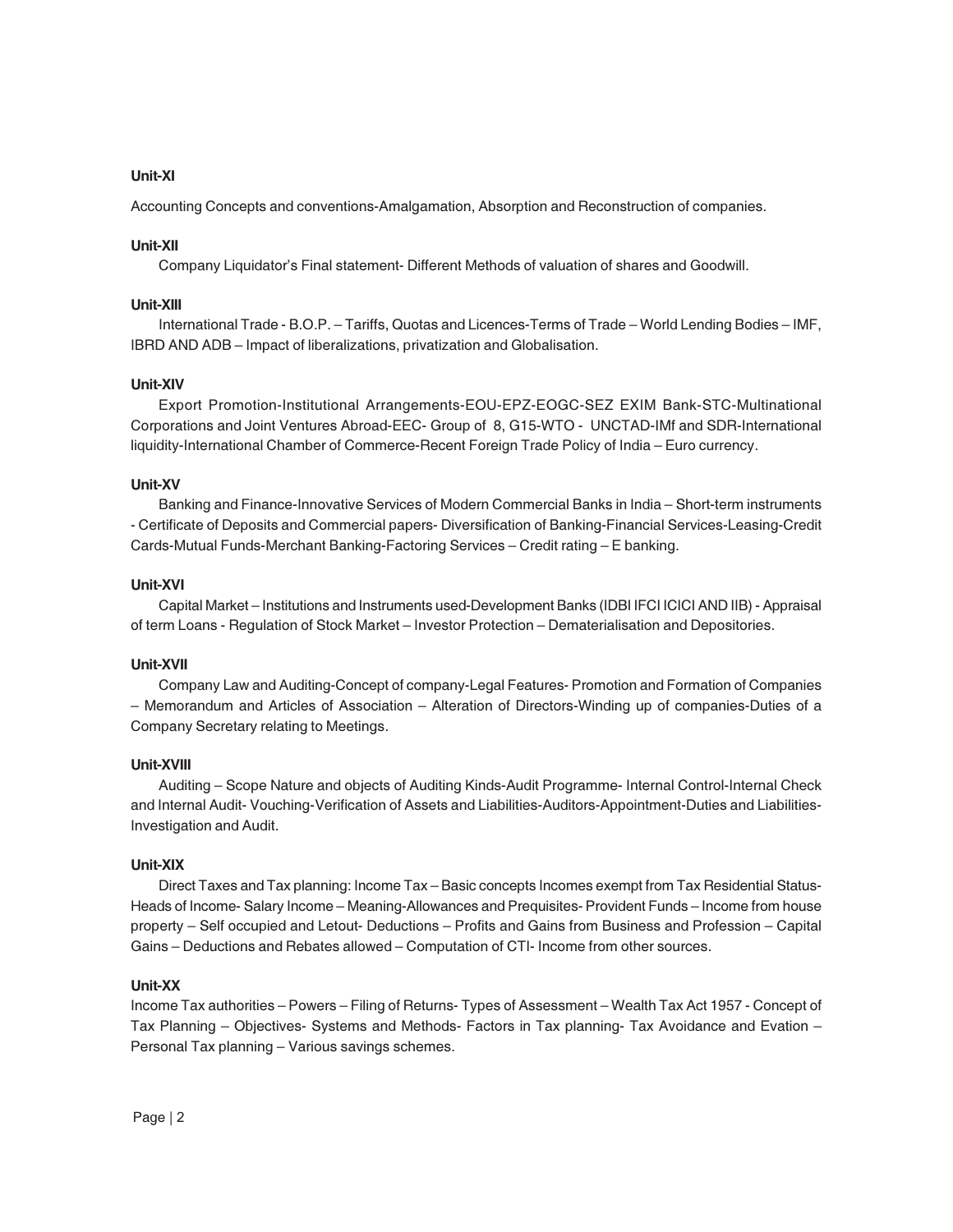**Unit-XI**

Accounting Concepts and conventions-Amalgamation, Absorption and Reconstruction of companies.

**Unit-XII**

Company Liquidator's Final statement- Different Methods of valuation of shares and Goodwill.

**Unit-XIII**

International Trade - B.O.P. – Tariffs, Quotas and Licences-Terms of Trade – World Lending Bodies – IMF, IBRD AND ADB – Impact of liberalizations, privatization and Globalisation.

**Unit-XIV**

Export Promotion-Institutional Arrangements-EOU-EPZ-EOGC-SEZ EXIM Bank-STC-Multinational Corporations and Joint Ventures Abroad-EEC- Group of 8, G15-WTO - UNCTAD-IMf and SDR-International liquidity-International Chamber of Commerce-Recent Foreign Trade Policy of India – Euro currency.

**Unit-XV**

Banking and Finance-Innovative Services of Modern Commercial Banks in India – Short-term instruments - Certificate of Deposits and Commercial papers- Diversification of Banking-Financial Services-Leasing-Credit Cards-Mutual Funds-Merchant Banking-Factoring Services – Credit rating – E banking.

**Unit-XVI**

Capital Market – Institutions and Instruments used-Development Banks (IDBI IFCI ICICI AND IIB) - Appraisal of term Loans - Regulation of Stock Market – Investor Protection – Dematerialisation and Depositories.

**Unit-XVII**

Company Law and Auditing-Concept of company-Legal Features- Promotion and Formation of Companies – Memorandum and Articles of Association – Alteration of Directors-Winding up of companies-Duties of a Company Secretary relating to Meetings.

**Unit-XVIII**

Auditing – Scope Nature and objects of Auditing Kinds-Audit Programme- Internal Control-Internal Check and Internal Audit- Vouching-Verification of Assets and Liabilities-Auditors-Appointment-Duties and Liabilities-Investigation and Audit.

**Unit-XIX**

Direct Taxes and Tax planning: Income Tax – Basic concepts Incomes exempt from Tax Residential Status-Heads of Income- Salary Income – Meaning-Allowances and Prequisites- Provident Funds – Income from house property – Self occupied and Letout- Deductions – Profits and Gains from Business and Profession – Capital Gains – Deductions and Rebates allowed – Computation of CTI- Income from other sources.

**Unit-XX**

Income Tax authorities – Powers – Filing of Returns- Types of Assessment – Wealth Tax Act 1957 - Concept of Tax Planning – Objectives- Systems and Methods- Factors in Tax planning- Tax Avoidance and Evation – Personal Tax planning – Various savings schemes.